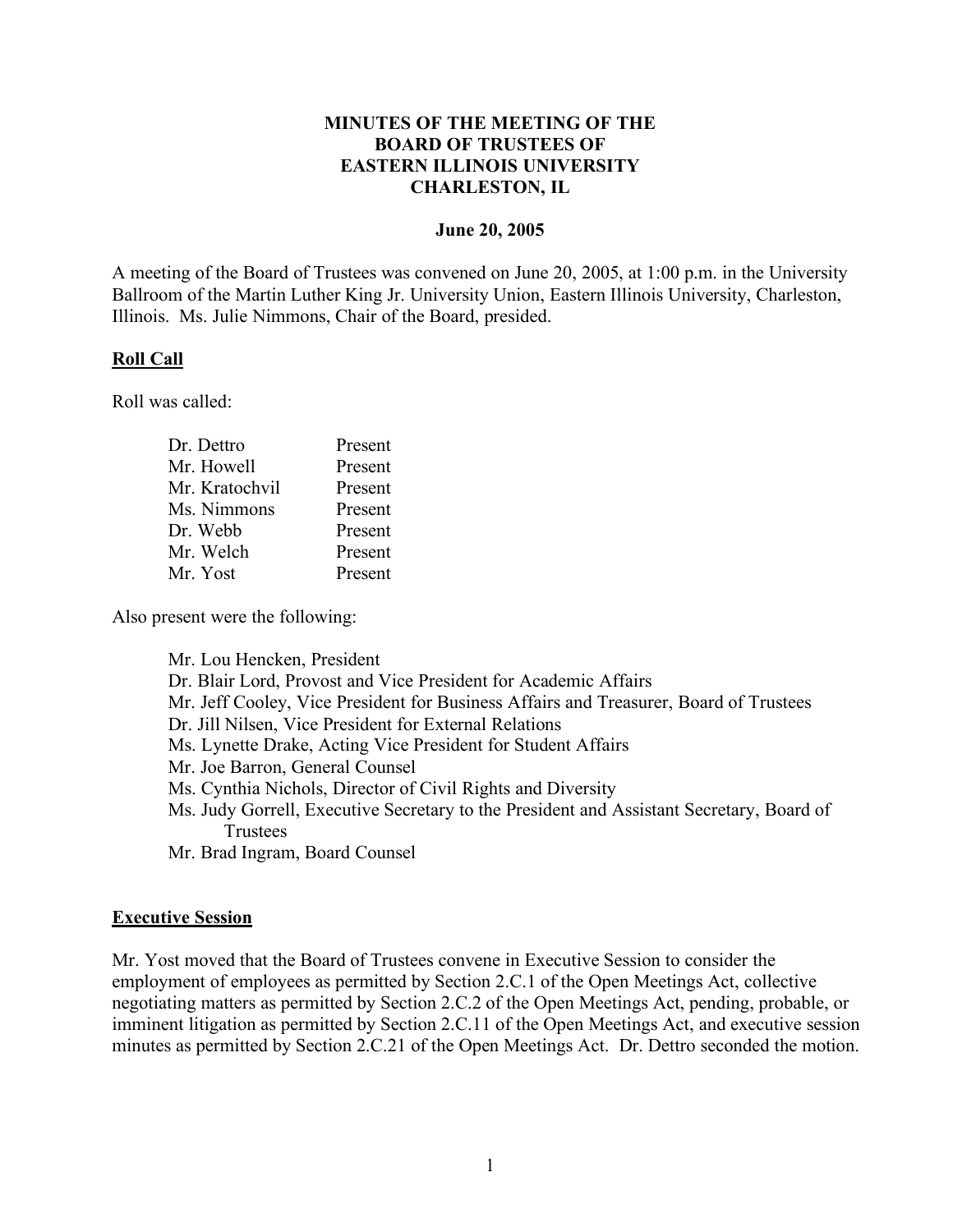# MINUTES OF THE MEETING OF THE BOARD OF TRUSTEES OF EASTERN ILLINOIS UNIVERSITY CHARLESTON, IL

**June 20, 2005**

A meeting of the Board of Trustees was convened on June 20, 2005, at 1:00 p.m. in the University Ballroom of the Martin Luther King Jr. University Union, Eastern Illinois University, Charleston, Illinois. Ms. Julie Nimmons, Chair of the Board, presided.

## Roll Call

Roll was called:

| | |
|---|---|
| Dr. Dettro | Present |
| Mr. Howell | Present |
| Mr. Kratochvil | Present |
| Ms. Nimmons | Present |
| Dr. Webb | Present |
| Mr. Welch | Present |
| Mr. Yost | Present |

Also present were the following:

- Mr. Lou Hencken, President
- Dr. Blair Lord, Provost and Vice President for Academic Affairs
- Mr. Jeff Cooley, Vice President for Business Affairs and Treasurer, Board of Trustees
- Dr. Jill Nilsen, Vice President for External Relations
- Ms. Lynette Drake, Acting Vice President for Student Affairs
- Mr. Joe Barron, General Counsel
- Ms. Cynthia Nichols, Director of Civil Rights and Diversity
- Ms. Judy Gorrell, Executive Secretary to the President and Assistant Secretary, Board of Trustees
- Mr. Brad Ingram, Board Counsel

## Executive Session

Mr. Yost moved that the Board of Trustees convene in Executive Session to consider the employment of employees as permitted by Section 2.C.1 of the Open Meetings Act, collective negotiating matters as permitted by Section 2.C.2 of the Open Meetings Act, pending, probable, or imminent litigation as permitted by Section 2.C.11 of the Open Meetings Act, and executive session minutes as permitted by Section 2.C.21 of the Open Meetings Act. Dr. Dettro seconded the motion.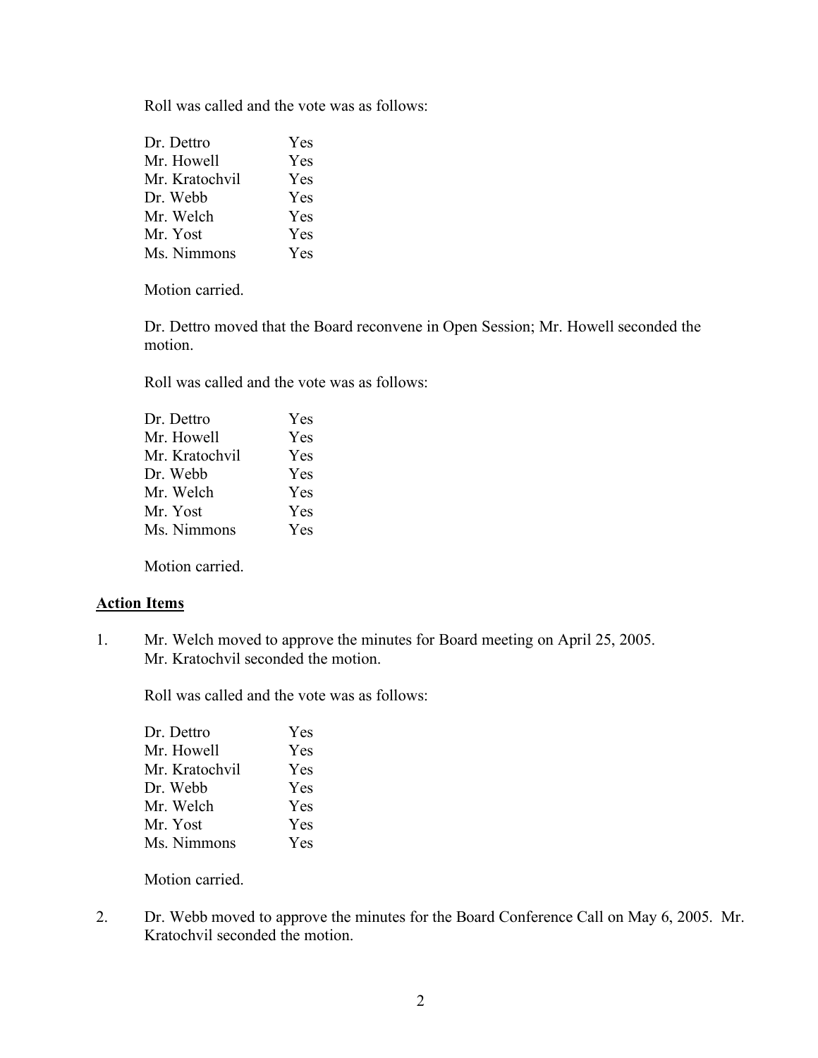Roll was called and the vote was as follows:

| | |
|---|---|
| Dr. Dettro | Yes |
| Mr. Howell | Yes |
| Mr. Kratochvil | Yes |
| Dr. Webb | Yes |
| Mr. Welch | Yes |
| Mr. Yost | Yes |
| Ms. Nimmons | Yes |

Motion carried.

Dr. Dettro moved that the Board reconvene in Open Session; Mr. Howell seconded the motion.

Roll was called and the vote was as follows:

| | |
|---|---|
| Dr. Dettro | Yes |
| Mr. Howell | Yes |
| Mr. Kratochvil | Yes |
| Dr. Webb | Yes |
| Mr. Welch | Yes |
| Mr. Yost | Yes |
| Ms. Nimmons | Yes |

Motion carried.

## Action Items

1. Mr. Welch moved to approve the minutes for Board meeting on April 25, 2005. Mr. Kratochvil seconded the motion.

   Roll was called and the vote was as follows:

   | | |
   |---|---|
   | Dr. Dettro | Yes |
   | Mr. Howell | Yes |
   | Mr. Kratochvil | Yes |
   | Dr. Webb | Yes |
   | Mr. Welch | Yes |
   | Mr. Yost | Yes |
   | Ms. Nimmons | Yes |

   Motion carried.

2. Dr. Webb moved to approve the minutes for the Board Conference Call on May 6, 2005. Mr. Kratochvil seconded the motion.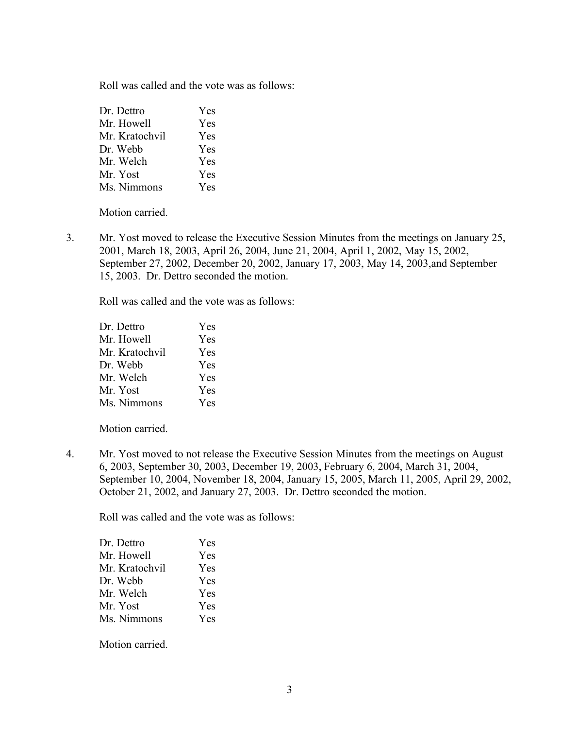Roll was called and the vote was as follows:

| | |
|---|---|
| Dr. Dettro | Yes |
| Mr. Howell | Yes |
| Mr. Kratochvil | Yes |
| Dr. Webb | Yes |
| Mr. Welch | Yes |
| Mr. Yost | Yes |
| Ms. Nimmons | Yes |

Motion carried.

3. Mr. Yost moved to release the Executive Session Minutes from the meetings on January 25, 2001, March 18, 2003, April 26, 2004, June 21, 2004, April 1, 2002, May 15, 2002, September 27, 2002, December 20, 2002, January 17, 2003, May 14, 2003,and September 15, 2003. Dr. Dettro seconded the motion.

   Roll was called and the vote was as follows:

   | | |
   |---|---|
   | Dr. Dettro | Yes |
   | Mr. Howell | Yes |
   | Mr. Kratochvil | Yes |
   | Dr. Webb | Yes |
   | Mr. Welch | Yes |
   | Mr. Yost | Yes |
   | Ms. Nimmons | Yes |

   Motion carried.

4. Mr. Yost moved to not release the Executive Session Minutes from the meetings on August 6, 2003, September 30, 2003, December 19, 2003, February 6, 2004, March 31, 2004, September 10, 2004, November 18, 2004, January 15, 2005, March 11, 2005, April 29, 2002, October 21, 2002, and January 27, 2003. Dr. Dettro seconded the motion.

   Roll was called and the vote was as follows:

   | | |
   |---|---|
   | Dr. Dettro | Yes |
   | Mr. Howell | Yes |
   | Mr. Kratochvil | Yes |
   | Dr. Webb | Yes |
   | Mr. Welch | Yes |
   | Mr. Yost | Yes |
   | Ms. Nimmons | Yes |

   Motion carried.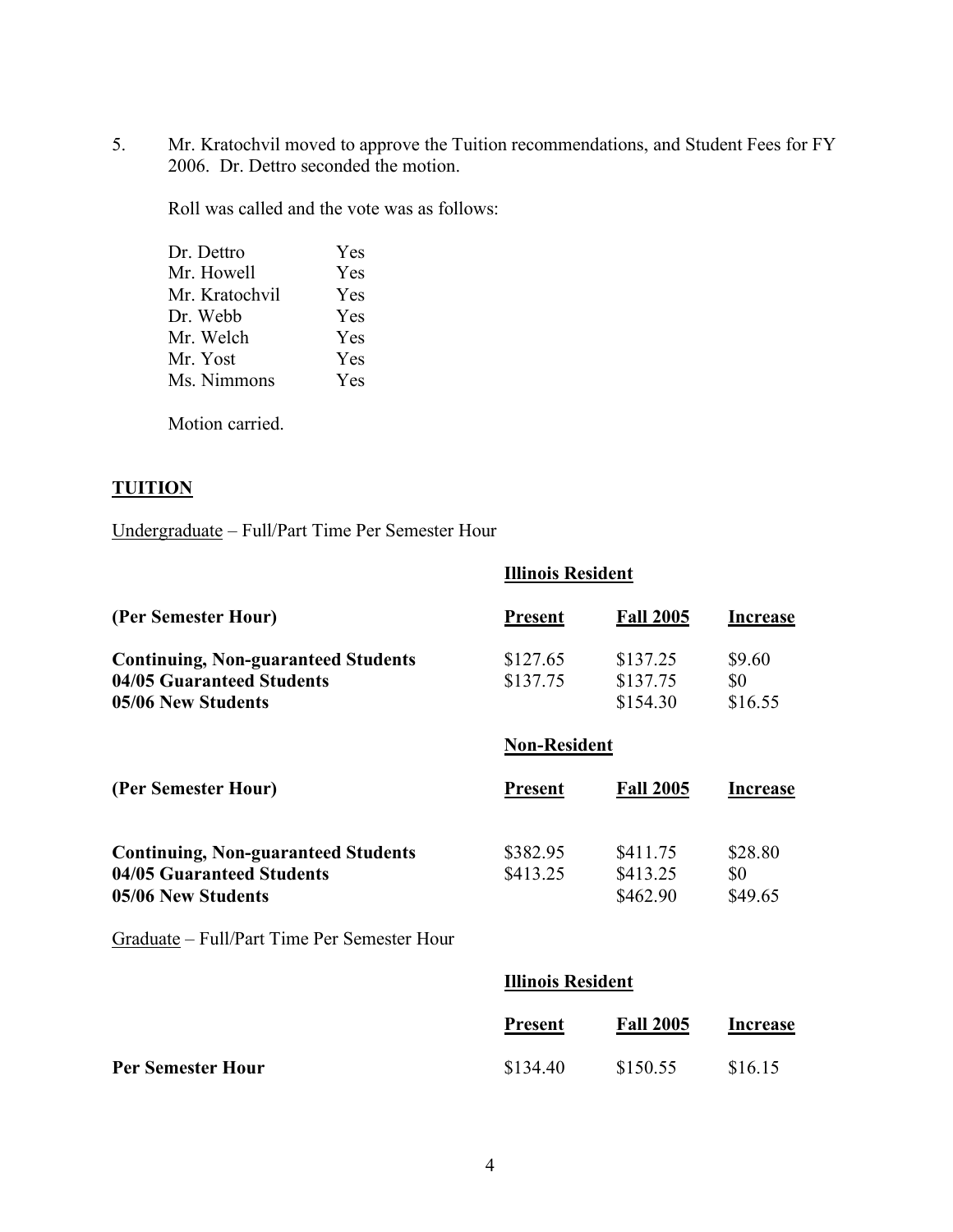5. Mr. Kratochvil moved to approve the Tuition recommendations, and Student Fees for FY 2006. Dr. Dettro seconded the motion.

   Roll was called and the vote was as follows:

   | | |
   |---|---|
   | Dr. Dettro | Yes |
   | Mr. Howell | Yes |
   | Mr. Kratochvil | Yes |
   | Dr. Webb | Yes |
   | Mr. Welch | Yes |
   | Mr. Yost | Yes |
   | Ms. Nimmons | Yes |

   Motion carried.

## TUITION

Undergraduate – Full/Part Time Per Semester Hour

**Illinois Resident**

| (Per Semester Hour) | Present | Fall 2005 | Increase |
|---|---|---|---|
| **Continuing, Non-guaranteed Students** | $127.65 | $137.25 | $9.60 |
| **04/05 Guaranteed Students** | $137.75 | $137.75 | $0 |
| **05/06 New Students** | | $154.30 | $16.55 |

**Non-Resident**

| (Per Semester Hour) | Present | Fall 2005 | Increase |
|---|---|---|---|
| **Continuing, Non-guaranteed Students** | $382.95 | $411.75 | $28.80 |
| **04/05 Guaranteed Students** | $413.25 | $413.25 | $0 |
| **05/06 New Students** | | $462.90 | $49.65 |

Graduate – Full/Part Time Per Semester Hour

**Illinois Resident**

| | Present | Fall 2005 | Increase |
|---|---|---|---|
| **Per Semester Hour** | $134.40 | $150.55 | $16.15 |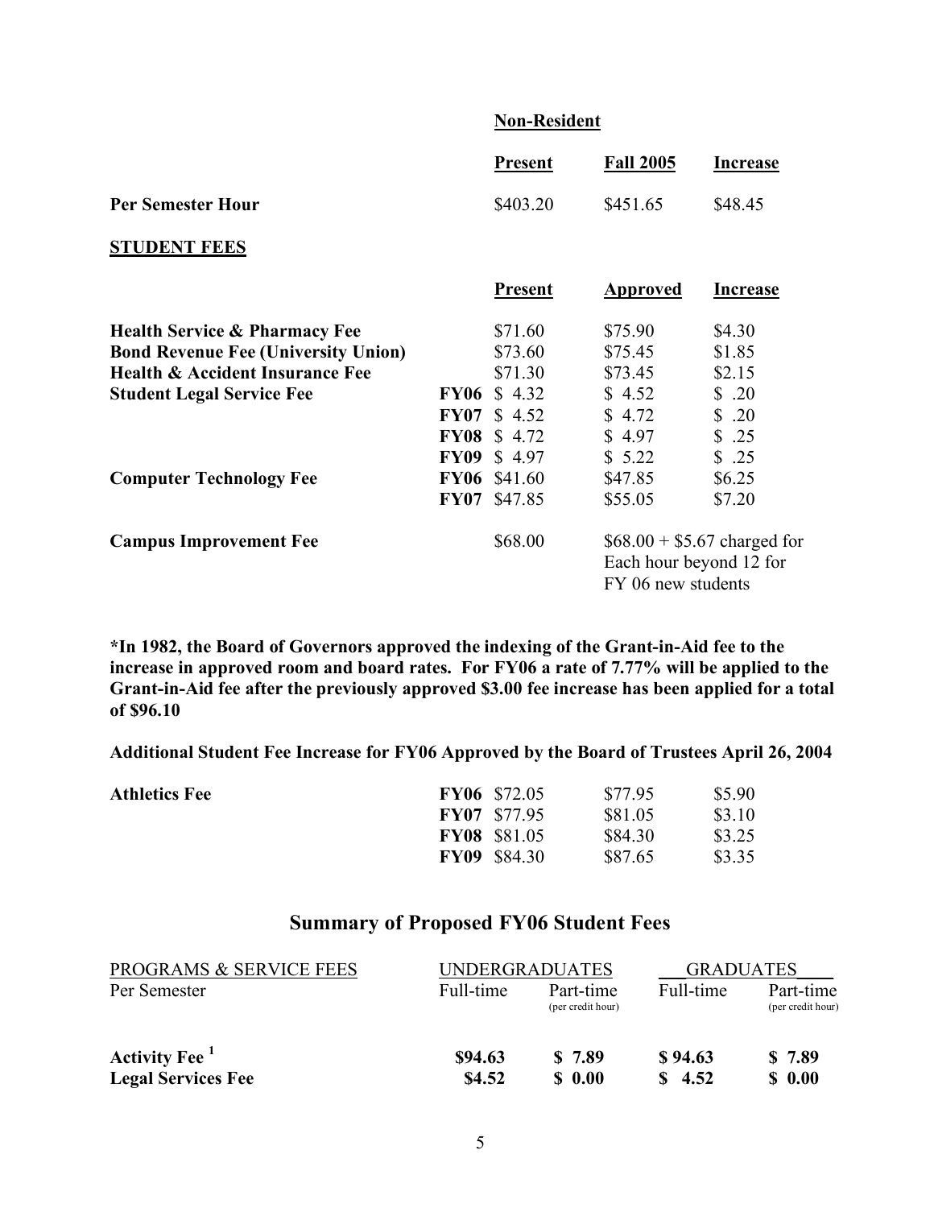| | Non-Resident | | |
|---|---|---|---|
| | **Present** | **Fall 2005** | **Increase** |
| **Per Semester Hour** | $403.20 | $451.65 | $48.45 |

**STUDENT FEES**

| | | Present | Approved | Increase |
|---|---|---|---|---|
| **Health Service & Pharmacy Fee** | | $71.60 | $75.90 | $4.30 |
| **Bond Revenue Fee (University Union)** | | $73.60 | $75.45 | $1.85 |
| **Health & Accident Insurance Fee** | | $71.30 | $73.45 | $2.15 |
| **Student Legal Service Fee** | **FY06** | $ 4.32 | $ 4.52 | $ .20 |
| | **FY07** | $ 4.52 | $ 4.72 | $ .20 |
| | **FY08** | $ 4.72 | $ 4.97 | $ .25 |
| | **FY09** | $ 4.97 | $ 5.22 | $ .25 |
| **Computer Technology Fee** | **FY06** | $41.60 | $47.85 | $6.25 |
| | **FY07** | $47.85 | $55.05 | $7.20 |
| **Campus Improvement Fee** | | $68.00 | $68.00 + $5.67 charged for Each hour beyond 12 for FY 06 new students | |

**\*In 1982, the Board of Governors approved the indexing of the Grant-in-Aid fee to the increase in approved room and board rates. For FY06 a rate of 7.77% will be applied to the Grant-in-Aid fee after the previously approved $3.00 fee increase has been applied for a total of $96.10**

**Additional Student Fee Increase for FY06 Approved by the Board of Trustees April 26, 2004**

| | | | | |
|---|---|---|---|---|
| **Athletics Fee** | **FY06** | $72.05 | $77.95 | $5.90 |
| | **FY07** | $77.95 | $81.05 | $3.10 |
| | **FY08** | $81.05 | $84.30 | $3.25 |
| | **FY09** | $84.30 | $87.65 | $3.35 |

## Summary of Proposed FY06 Student Fees

| PROGRAMS & SERVICE FEES | UNDERGRADUATES | | GRADUATES | |
|---|---|---|---|---|
| Per Semester | Full-time | Part-time (per credit hour) | Full-time | Part-time (per credit hour) |
| **Activity Fee [1]** | **$94.63** | **$ 7.89** | **$ 94.63** | **$ 7.89** |
| **Legal Services Fee** | **$4.52** | **$ 0.00** | **$ 4.52** | **$ 0.00** |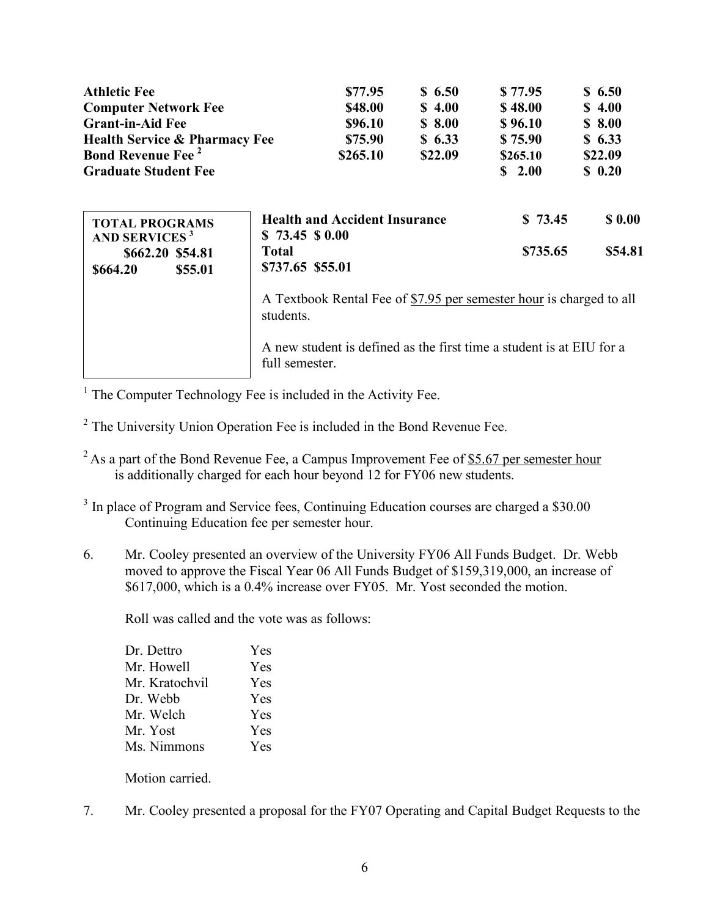| | | | | |
|---|---|---|---|---|
| **Athletic Fee** | **$77.95** | **$ 6.50** | **$ 77.95** | **$ 6.50** |
| **Computer Network Fee** | **$48.00** | **$ 4.00** | **$ 48.00** | **$ 4.00** |
| **Grant-in-Aid Fee** | **$96.10** | **$ 8.00** | **$ 96.10** | **$ 8.00** |
| **Health Service & Pharmacy Fee** | **$75.90** | **$ 6.33** | **$ 75.90** | **$ 6.33** |
| **Bond Revenue Fee** [2] | **$265.10** | **$22.09** | **$265.10** | **$22.09** |
| **Graduate Student Fee** | | | **$ 2.00** | **$ 0.20** |

**TOTAL PROGRAMS AND SERVICES** [3]
**$662.20 $54.81**
**$664.20 $55.01**

| | | |
|---|---|---|
| **Health and Accident Insurance** | **$ 73.45** | **$ 0.00** |
| **$ 73.45 $ 0.00** | | |
| **Total** | **$735.65** | **$54.81** |
| **$737.65 $55.01** | | |

A Textbook Rental Fee of $7.95 per semester hour is charged to all students.

A new student is defined as the first time a student is at EIU for a full semester.

[1] The Computer Technology Fee is included in the Activity Fee.

[2] The University Union Operation Fee is included in the Bond Revenue Fee.

[2] As a part of the Bond Revenue Fee, a Campus Improvement Fee of $5.67 per semester hour is additionally charged for each hour beyond 12 for FY06 new students.

[3] In place of Program and Service fees, Continuing Education courses are charged a $30.00 Continuing Education fee per semester hour.

6. Mr. Cooley presented an overview of the University FY06 All Funds Budget. Dr. Webb moved to approve the Fiscal Year 06 All Funds Budget of $159,319,000, an increase of $617,000, which is a 0.4% increase over FY05. Mr. Yost seconded the motion.

   Roll was called and the vote was as follows:

   | | |
   |---|---|
   | Dr. Dettro | Yes |
   | Mr. Howell | Yes |
   | Mr. Kratochvil | Yes |
   | Dr. Webb | Yes |
   | Mr. Welch | Yes |
   | Mr. Yost | Yes |
   | Ms. Nimmons | Yes |

   Motion carried.

7. Mr. Cooley presented a proposal for the FY07 Operating and Capital Budget Requests to the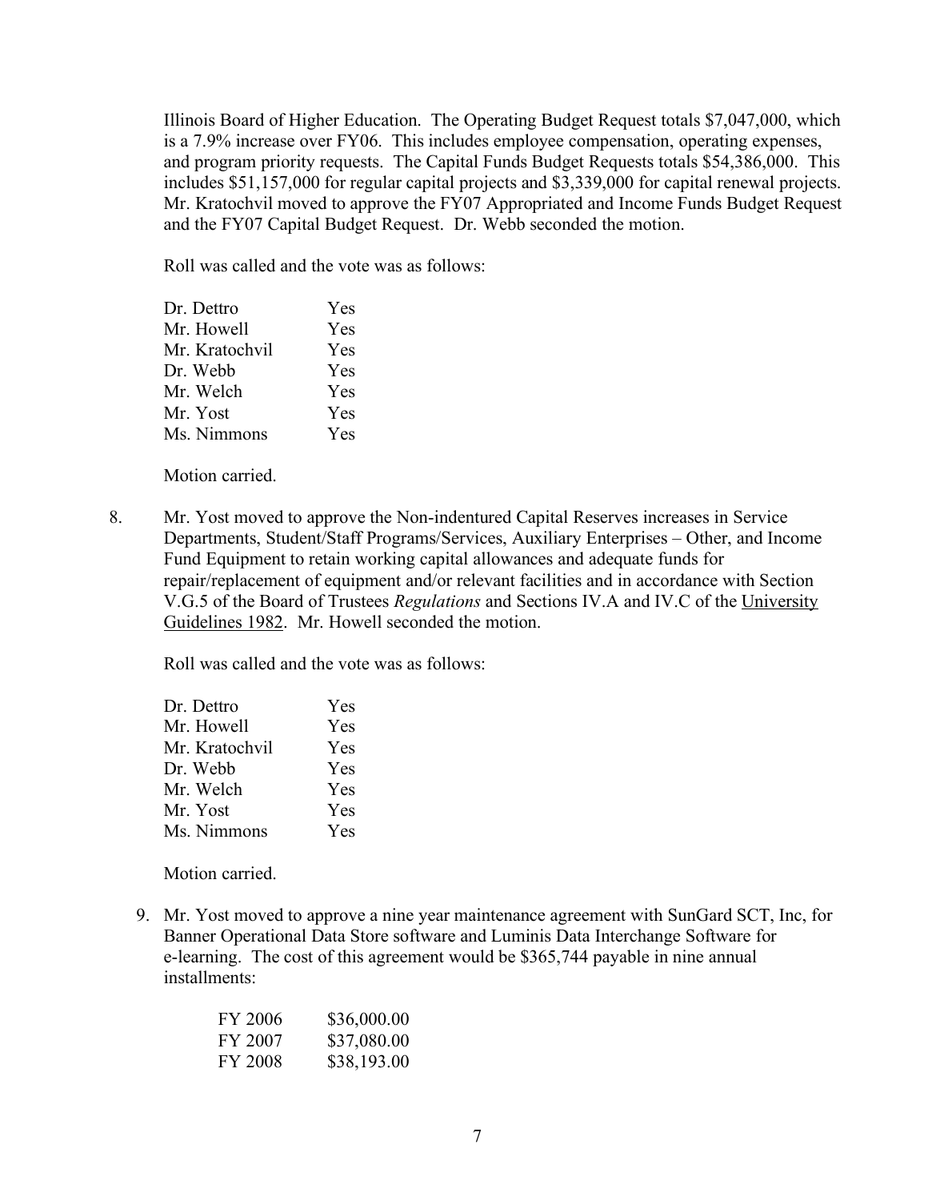Illinois Board of Higher Education. The Operating Budget Request totals $7,047,000, which is a 7.9% increase over FY06. This includes employee compensation, operating expenses, and program priority requests. The Capital Funds Budget Requests totals $54,386,000. This includes $51,157,000 for regular capital projects and $3,339,000 for capital renewal projects. Mr. Kratochvil moved to approve the FY07 Appropriated and Income Funds Budget Request and the FY07 Capital Budget Request. Dr. Webb seconded the motion.

Roll was called and the vote was as follows:

| | |
|---|---|
| Dr. Dettro | Yes |
| Mr. Howell | Yes |
| Mr. Kratochvil | Yes |
| Dr. Webb | Yes |
| Mr. Welch | Yes |
| Mr. Yost | Yes |
| Ms. Nimmons | Yes |

Motion carried.

8. Mr. Yost moved to approve the Non-indentured Capital Reserves increases in Service Departments, Student/Staff Programs/Services, Auxiliary Enterprises – Other, and Income Fund Equipment to retain working capital allowances and adequate funds for repair/replacement of equipment and/or relevant facilities and in accordance with Section V.G.5 of the Board of Trustees *Regulations* and Sections IV.A and IV.C of the University Guidelines 1982. Mr. Howell seconded the motion.

   Roll was called and the vote was as follows:

| | |
|---|---|
| Dr. Dettro | Yes |
| Mr. Howell | Yes |
| Mr. Kratochvil | Yes |
| Dr. Webb | Yes |
| Mr. Welch | Yes |
| Mr. Yost | Yes |
| Ms. Nimmons | Yes |

   Motion carried.

9. Mr. Yost moved to approve a nine year maintenance agreement with SunGard SCT, Inc, for Banner Operational Data Store software and Luminis Data Interchange Software for e-learning. The cost of this agreement would be $365,744 payable in nine annual installments:

| | |
|---|---|
| FY 2006 | $36,000.00 |
| FY 2007 | $37,080.00 |
| FY 2008 | $38,193.00 |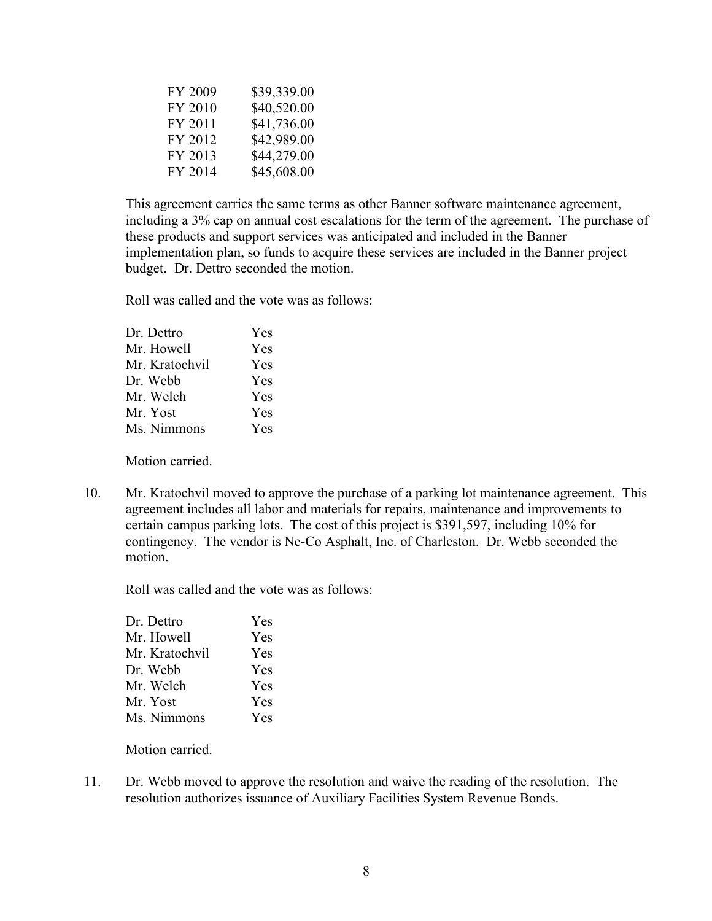| | |
|---|---|
| FY 2009 | $39,339.00 |
| FY 2010 | $40,520.00 |
| FY 2011 | $41,736.00 |
| FY 2012 | $42,989.00 |
| FY 2013 | $44,279.00 |
| FY 2014 | $45,608.00 |

This agreement carries the same terms as other Banner software maintenance agreement, including a 3% cap on annual cost escalations for the term of the agreement. The purchase of these products and support services was anticipated and included in the Banner implementation plan, so funds to acquire these services are included in the Banner project budget. Dr. Dettro seconded the motion.

Roll was called and the vote was as follows:

| | |
|---|---|
| Dr. Dettro | Yes |
| Mr. Howell | Yes |
| Mr. Kratochvil | Yes |
| Dr. Webb | Yes |
| Mr. Welch | Yes |
| Mr. Yost | Yes |
| Ms. Nimmons | Yes |

Motion carried.

10. Mr. Kratochvil moved to approve the purchase of a parking lot maintenance agreement. This agreement includes all labor and materials for repairs, maintenance and improvements to certain campus parking lots. The cost of this project is $391,597, including 10% for contingency. The vendor is Ne-Co Asphalt, Inc. of Charleston. Dr. Webb seconded the motion.

    Roll was called and the vote was as follows:

| | |
|---|---|
| Dr. Dettro | Yes |
| Mr. Howell | Yes |
| Mr. Kratochvil | Yes |
| Dr. Webb | Yes |
| Mr. Welch | Yes |
| Mr. Yost | Yes |
| Ms. Nimmons | Yes |

    Motion carried.

11. Dr. Webb moved to approve the resolution and waive the reading of the resolution. The resolution authorizes issuance of Auxiliary Facilities System Revenue Bonds.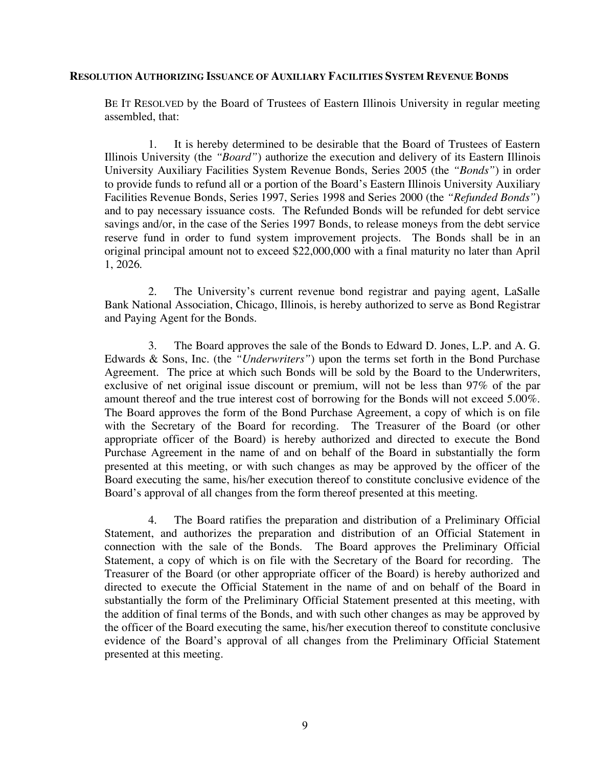**RESOLUTION AUTHORIZING ISSUANCE OF AUXILIARY FACILITIES SYSTEM REVENUE BONDS**

BE IT RESOLVED by the Board of Trustees of Eastern Illinois University in regular meeting assembled, that:

1. It is hereby determined to be desirable that the Board of Trustees of Eastern Illinois University (the *"Board"*) authorize the execution and delivery of its Eastern Illinois University Auxiliary Facilities System Revenue Bonds, Series 2005 (the *"Bonds"*) in order to provide funds to refund all or a portion of the Board's Eastern Illinois University Auxiliary Facilities Revenue Bonds, Series 1997, Series 1998 and Series 2000 (the *"Refunded Bonds"*) and to pay necessary issuance costs. The Refunded Bonds will be refunded for debt service savings and/or, in the case of the Series 1997 Bonds, to release moneys from the debt service reserve fund in order to fund system improvement projects. The Bonds shall be in an original principal amount not to exceed $22,000,000 with a final maturity no later than April 1, 2026.

2. The University's current revenue bond registrar and paying agent, LaSalle Bank National Association, Chicago, Illinois, is hereby authorized to serve as Bond Registrar and Paying Agent for the Bonds.

3. The Board approves the sale of the Bonds to Edward D. Jones, L.P. and A. G. Edwards & Sons, Inc. (the *"Underwriters"*) upon the terms set forth in the Bond Purchase Agreement. The price at which such Bonds will be sold by the Board to the Underwriters, exclusive of net original issue discount or premium, will not be less than 97% of the par amount thereof and the true interest cost of borrowing for the Bonds will not exceed 5.00%. The Board approves the form of the Bond Purchase Agreement, a copy of which is on file with the Secretary of the Board for recording. The Treasurer of the Board (or other appropriate officer of the Board) is hereby authorized and directed to execute the Bond Purchase Agreement in the name of and on behalf of the Board in substantially the form presented at this meeting, or with such changes as may be approved by the officer of the Board executing the same, his/her execution thereof to constitute conclusive evidence of the Board's approval of all changes from the form thereof presented at this meeting.

4. The Board ratifies the preparation and distribution of a Preliminary Official Statement, and authorizes the preparation and distribution of an Official Statement in connection with the sale of the Bonds. The Board approves the Preliminary Official Statement, a copy of which is on file with the Secretary of the Board for recording. The Treasurer of the Board (or other appropriate officer of the Board) is hereby authorized and directed to execute the Official Statement in the name of and on behalf of the Board in substantially the form of the Preliminary Official Statement presented at this meeting, with the addition of final terms of the Bonds, and with such other changes as may be approved by the officer of the Board executing the same, his/her execution thereof to constitute conclusive evidence of the Board's approval of all changes from the Preliminary Official Statement presented at this meeting.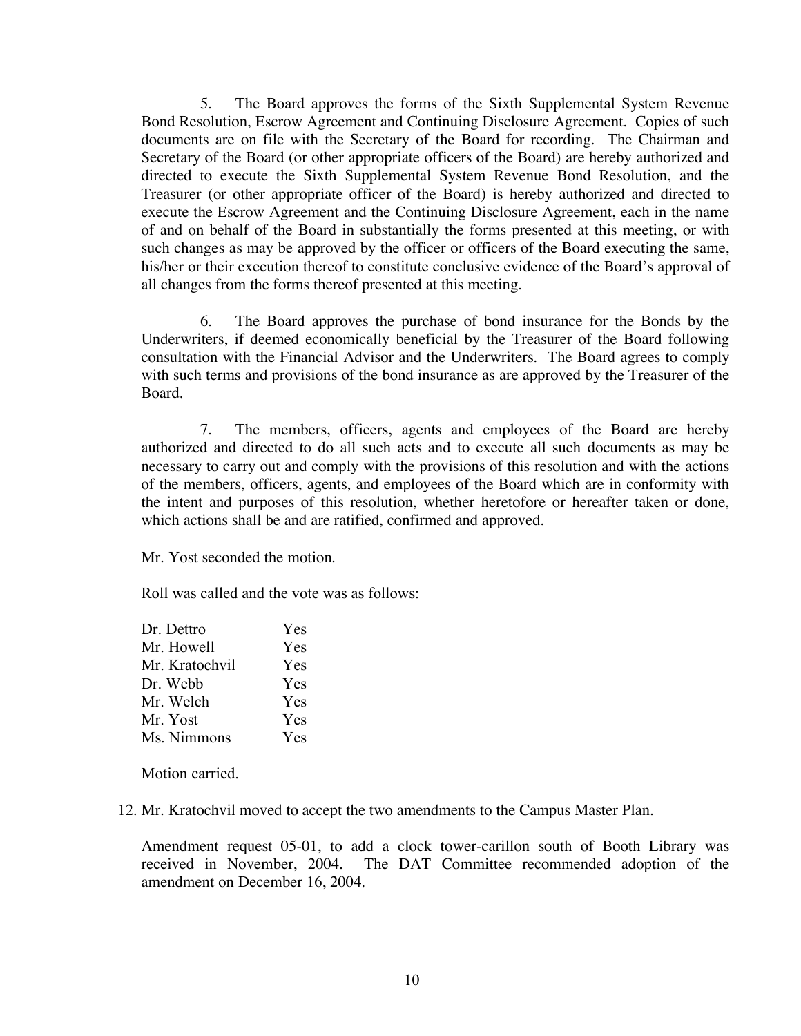5. The Board approves the forms of the Sixth Supplemental System Revenue Bond Resolution, Escrow Agreement and Continuing Disclosure Agreement. Copies of such documents are on file with the Secretary of the Board for recording. The Chairman and Secretary of the Board (or other appropriate officers of the Board) are hereby authorized and directed to execute the Sixth Supplemental System Revenue Bond Resolution, and the Treasurer (or other appropriate officer of the Board) is hereby authorized and directed to execute the Escrow Agreement and the Continuing Disclosure Agreement, each in the name of and on behalf of the Board in substantially the forms presented at this meeting, or with such changes as may be approved by the officer or officers of the Board executing the same, his/her or their execution thereof to constitute conclusive evidence of the Board's approval of all changes from the forms thereof presented at this meeting.

6. The Board approves the purchase of bond insurance for the Bonds by the Underwriters, if deemed economically beneficial by the Treasurer of the Board following consultation with the Financial Advisor and the Underwriters. The Board agrees to comply with such terms and provisions of the bond insurance as are approved by the Treasurer of the Board.

7. The members, officers, agents and employees of the Board are hereby authorized and directed to do all such acts and to execute all such documents as may be necessary to carry out and comply with the provisions of this resolution and with the actions of the members, officers, agents, and employees of the Board which are in conformity with the intent and purposes of this resolution, whether heretofore or hereafter taken or done, which actions shall be and are ratified, confirmed and approved.

Mr. Yost seconded the motion.

Roll was called and the vote was as follows:

| | |
|---|---|
| Dr. Dettro | Yes |
| Mr. Howell | Yes |
| Mr. Kratochvil | Yes |
| Dr. Webb | Yes |
| Mr. Welch | Yes |
| Mr. Yost | Yes |
| Ms. Nimmons | Yes |

Motion carried.

12. Mr. Kratochvil moved to accept the two amendments to the Campus Master Plan.

Amendment request 05-01, to add a clock tower-carillon south of Booth Library was received in November, 2004. The DAT Committee recommended adoption of the amendment on December 16, 2004.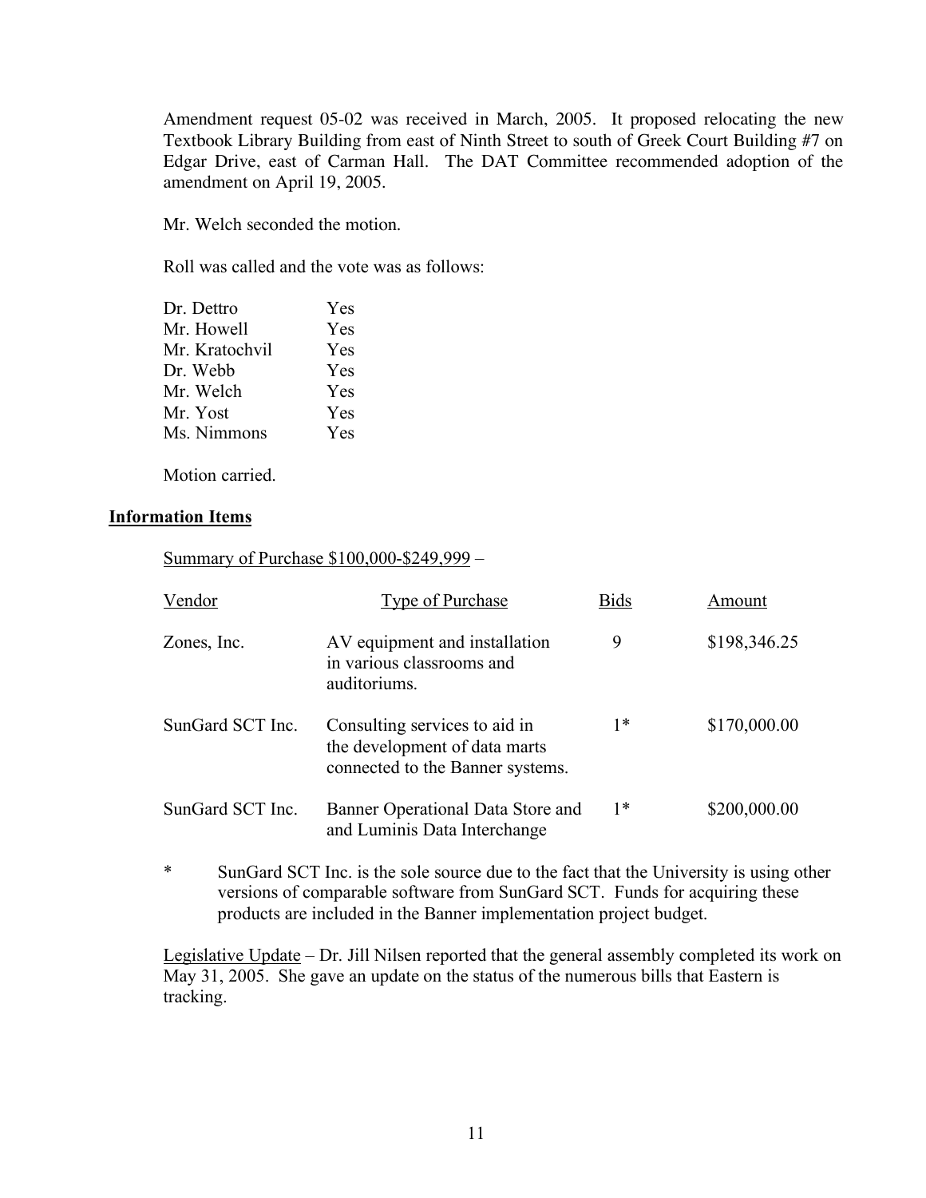Amendment request 05-02 was received in March, 2005. It proposed relocating the new Textbook Library Building from east of Ninth Street to south of Greek Court Building #7 on Edgar Drive, east of Carman Hall. The DAT Committee recommended adoption of the amendment on April 19, 2005.

Mr. Welch seconded the motion.

Roll was called and the vote was as follows:

| | |
|---|---|
| Dr. Dettro | Yes |
| Mr. Howell | Yes |
| Mr. Kratochvil | Yes |
| Dr. Webb | Yes |
| Mr. Welch | Yes |
| Mr. Yost | Yes |
| Ms. Nimmons | Yes |

Motion carried.

## Information Items

Summary of Purchase $100,000-$249,999 –

| Vendor | Type of Purchase | Bids | Amount |
|---|---|---|---|
| Zones, Inc. | AV equipment and installation in various classrooms and auditoriums. | 9 | $198,346.25 |
| SunGard SCT Inc. | Consulting services to aid in the development of data marts connected to the Banner systems. | 1* | $170,000.00 |
| SunGard SCT Inc. | Banner Operational Data Store and and Luminis Data Interchange | 1* | $200,000.00 |

\* SunGard SCT Inc. is the sole source due to the fact that the University is using other versions of comparable software from SunGard SCT. Funds for acquiring these products are included in the Banner implementation project budget.

Legislative Update – Dr. Jill Nilsen reported that the general assembly completed its work on May 31, 2005. She gave an update on the status of the numerous bills that Eastern is tracking.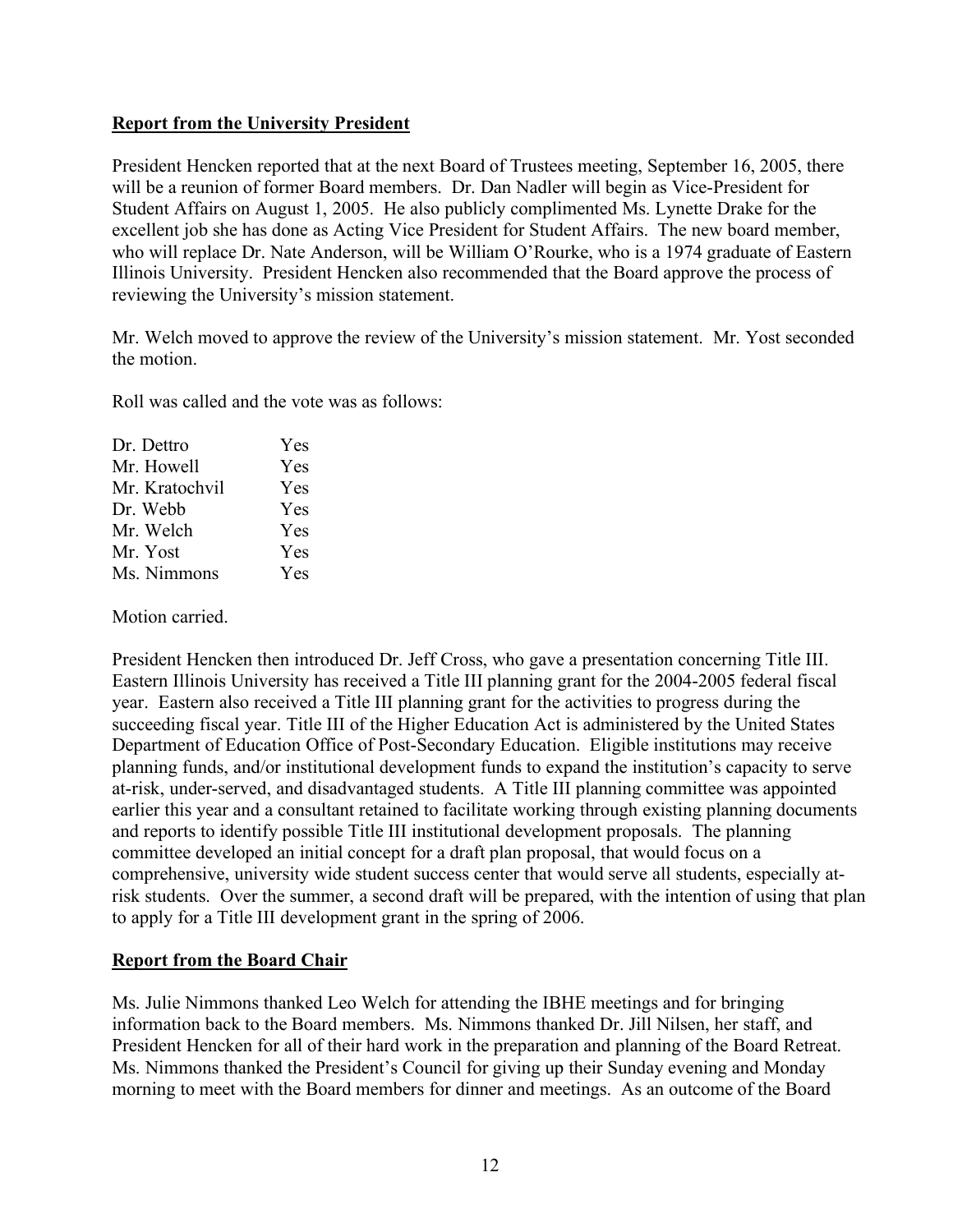**Report from the University President**

President Hencken reported that at the next Board of Trustees meeting, September 16, 2005, there will be a reunion of former Board members. Dr. Dan Nadler will begin as Vice-President for Student Affairs on August 1, 2005. He also publicly complimented Ms. Lynette Drake for the excellent job she has done as Acting Vice President for Student Affairs. The new board member, who will replace Dr. Nate Anderson, will be William O'Rourke, who is a 1974 graduate of Eastern Illinois University. President Hencken also recommended that the Board approve the process of reviewing the University's mission statement.

Mr. Welch moved to approve the review of the University's mission statement. Mr. Yost seconded the motion.

Roll was called and the vote was as follows:

| | |
|---|---|
| Dr. Dettro | Yes |
| Mr. Howell | Yes |
| Mr. Kratochvil | Yes |
| Dr. Webb | Yes |
| Mr. Welch | Yes |
| Mr. Yost | Yes |
| Ms. Nimmons | Yes |

Motion carried.

President Hencken then introduced Dr. Jeff Cross, who gave a presentation concerning Title III. Eastern Illinois University has received a Title III planning grant for the 2004-2005 federal fiscal year. Eastern also received a Title III planning grant for the activities to progress during the succeeding fiscal year. Title III of the Higher Education Act is administered by the United States Department of Education Office of Post-Secondary Education. Eligible institutions may receive planning funds, and/or institutional development funds to expand the institution's capacity to serve at-risk, under-served, and disadvantaged students. A Title III planning committee was appointed earlier this year and a consultant retained to facilitate working through existing planning documents and reports to identify possible Title III institutional development proposals. The planning committee developed an initial concept for a draft plan proposal, that would focus on a comprehensive, university wide student success center that would serve all students, especially at-risk students. Over the summer, a second draft will be prepared, with the intention of using that plan to apply for a Title III development grant in the spring of 2006.

**Report from the Board Chair**

Ms. Julie Nimmons thanked Leo Welch for attending the IBHE meetings and for bringing information back to the Board members. Ms. Nimmons thanked Dr. Jill Nilsen, her staff, and President Hencken for all of their hard work in the preparation and planning of the Board Retreat. Ms. Nimmons thanked the President's Council for giving up their Sunday evening and Monday morning to meet with the Board members for dinner and meetings. As an outcome of the Board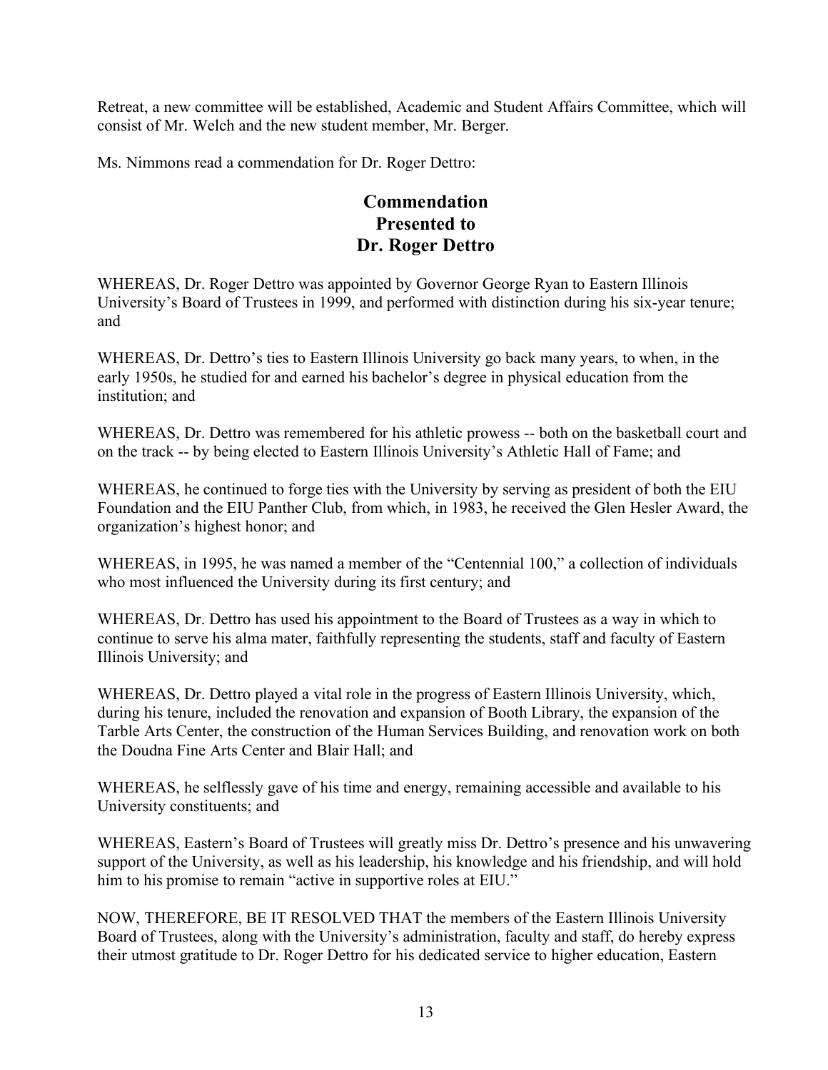Retreat, a new committee will be established, Academic and Student Affairs Committee, which will consist of Mr. Welch and the new student member, Mr. Berger.

Ms. Nimmons read a commendation for Dr. Roger Dettro:

## Commendation Presented to Dr. Roger Dettro

WHEREAS, Dr. Roger Dettro was appointed by Governor George Ryan to Eastern Illinois University's Board of Trustees in 1999, and performed with distinction during his six-year tenure; and

WHEREAS, Dr. Dettro's ties to Eastern Illinois University go back many years, to when, in the early 1950s, he studied for and earned his bachelor's degree in physical education from the institution; and

WHEREAS, Dr. Dettro was remembered for his athletic prowess -- both on the basketball court and on the track -- by being elected to Eastern Illinois University's Athletic Hall of Fame; and

WHEREAS, he continued to forge ties with the University by serving as president of both the EIU Foundation and the EIU Panther Club, from which, in 1983, he received the Glen Hesler Award, the organization's highest honor; and

WHEREAS, in 1995, he was named a member of the "Centennial 100," a collection of individuals who most influenced the University during its first century; and

WHEREAS, Dr. Dettro has used his appointment to the Board of Trustees as a way in which to continue to serve his alma mater, faithfully representing the students, staff and faculty of Eastern Illinois University; and

WHEREAS, Dr. Dettro played a vital role in the progress of Eastern Illinois University, which, during his tenure, included the renovation and expansion of Booth Library, the expansion of the Tarble Arts Center, the construction of the Human Services Building, and renovation work on both the Doudna Fine Arts Center and Blair Hall; and

WHEREAS, he selflessly gave of his time and energy, remaining accessible and available to his University constituents; and

WHEREAS, Eastern's Board of Trustees will greatly miss Dr. Dettro's presence and his unwavering support of the University, as well as his leadership, his knowledge and his friendship, and will hold him to his promise to remain "active in supportive roles at EIU."

NOW, THEREFORE, BE IT RESOLVED THAT the members of the Eastern Illinois University Board of Trustees, along with the University's administration, faculty and staff, do hereby express their utmost gratitude to Dr. Roger Dettro for his dedicated service to higher education, Eastern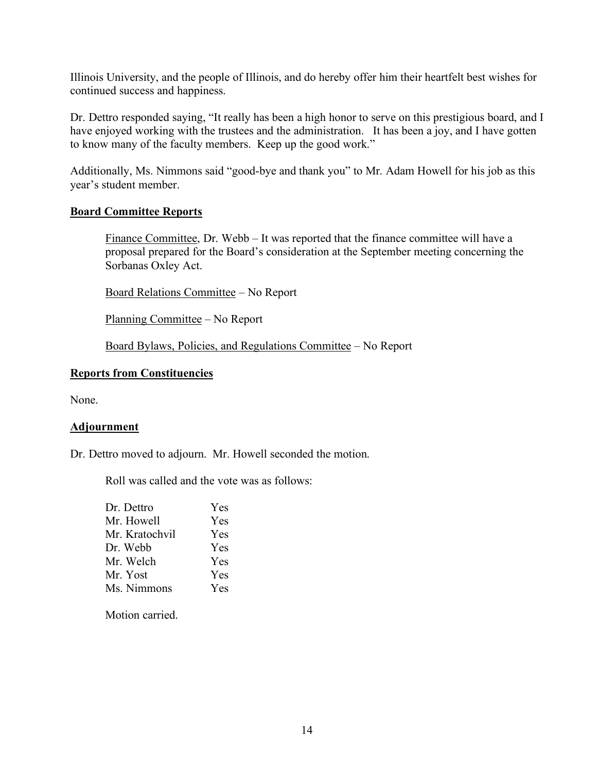Illinois University, and the people of Illinois, and do hereby offer him their heartfelt best wishes for continued success and happiness.

Dr. Dettro responded saying, "It really has been a high honor to serve on this prestigious board, and I have enjoyed working with the trustees and the administration. It has been a joy, and I have gotten to know many of the faculty members. Keep up the good work."

Additionally, Ms. Nimmons said "good-bye and thank you" to Mr. Adam Howell for his job as this year's student member.

## Board Committee Reports

Finance Committee, Dr. Webb – It was reported that the finance committee will have a proposal prepared for the Board's consideration at the September meeting concerning the Sorbanas Oxley Act.

Board Relations Committee – No Report

Planning Committee – No Report

Board Bylaws, Policies, and Regulations Committee – No Report

## Reports from Constituencies

None.

## Adjournment

Dr. Dettro moved to adjourn. Mr. Howell seconded the motion.

Roll was called and the vote was as follows:

| | |
|---|---|
| Dr. Dettro | Yes |
| Mr. Howell | Yes |
| Mr. Kratochvil | Yes |
| Dr. Webb | Yes |
| Mr. Welch | Yes |
| Mr. Yost | Yes |
| Ms. Nimmons | Yes |

Motion carried.